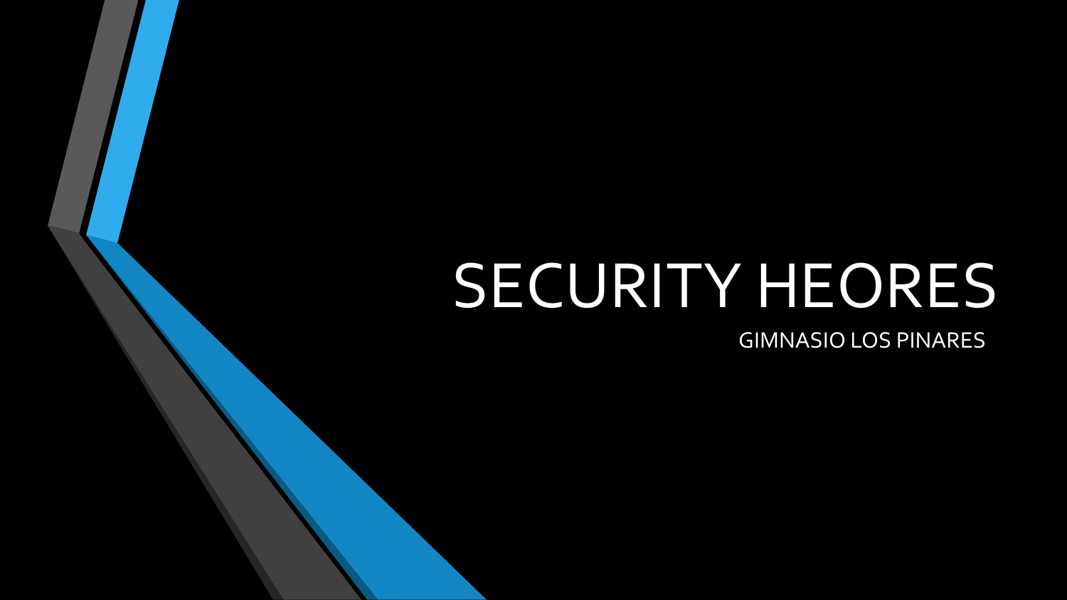# SECURITY HEORES

GIMNASIO LOS PINARES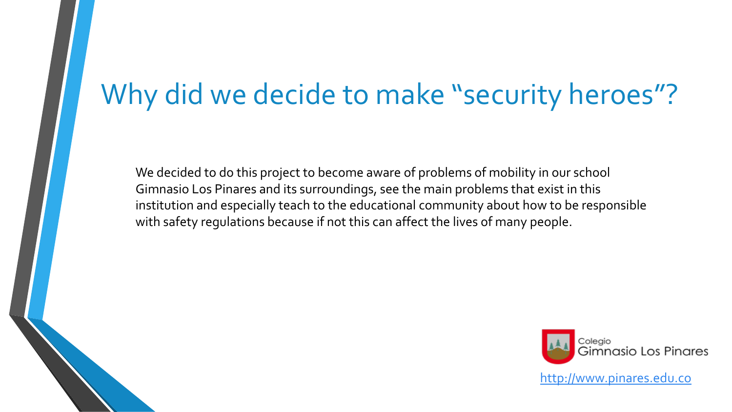# Why did we decide to make “security heroes”?

We decided to do this project to become aware of problems of mobility in our school Gimnasio Los Pinares and its surroundings, see the main problems that exist in this institution and especially teach to the educational community about how to be responsible with safety regulations because if not this can affect the lives of many people.

Colegio Gimnasio Los Pinares

http://www.pinares.edu.co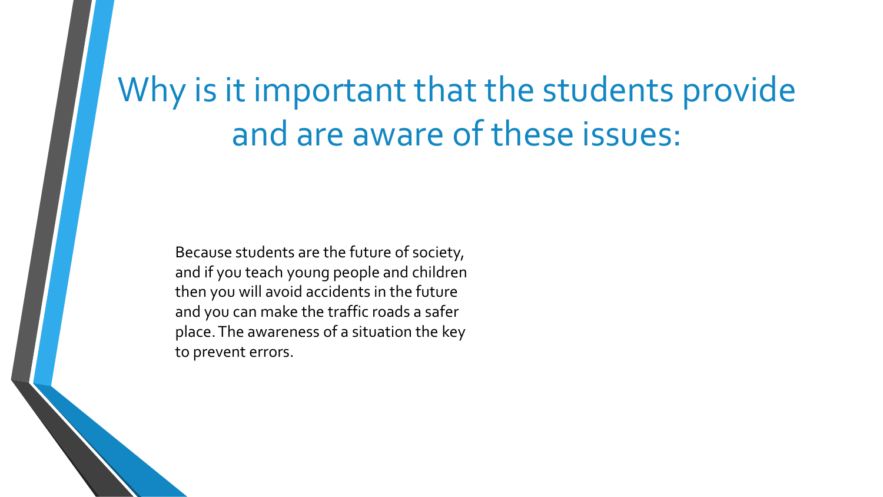# Why is it important that the students provide and are aware of these issues:

Because students are the future of society, and if you teach young people and children then you will avoid accidents in the future and you can make the traffic roads a safer place. The awareness of a situation the key to prevent errors.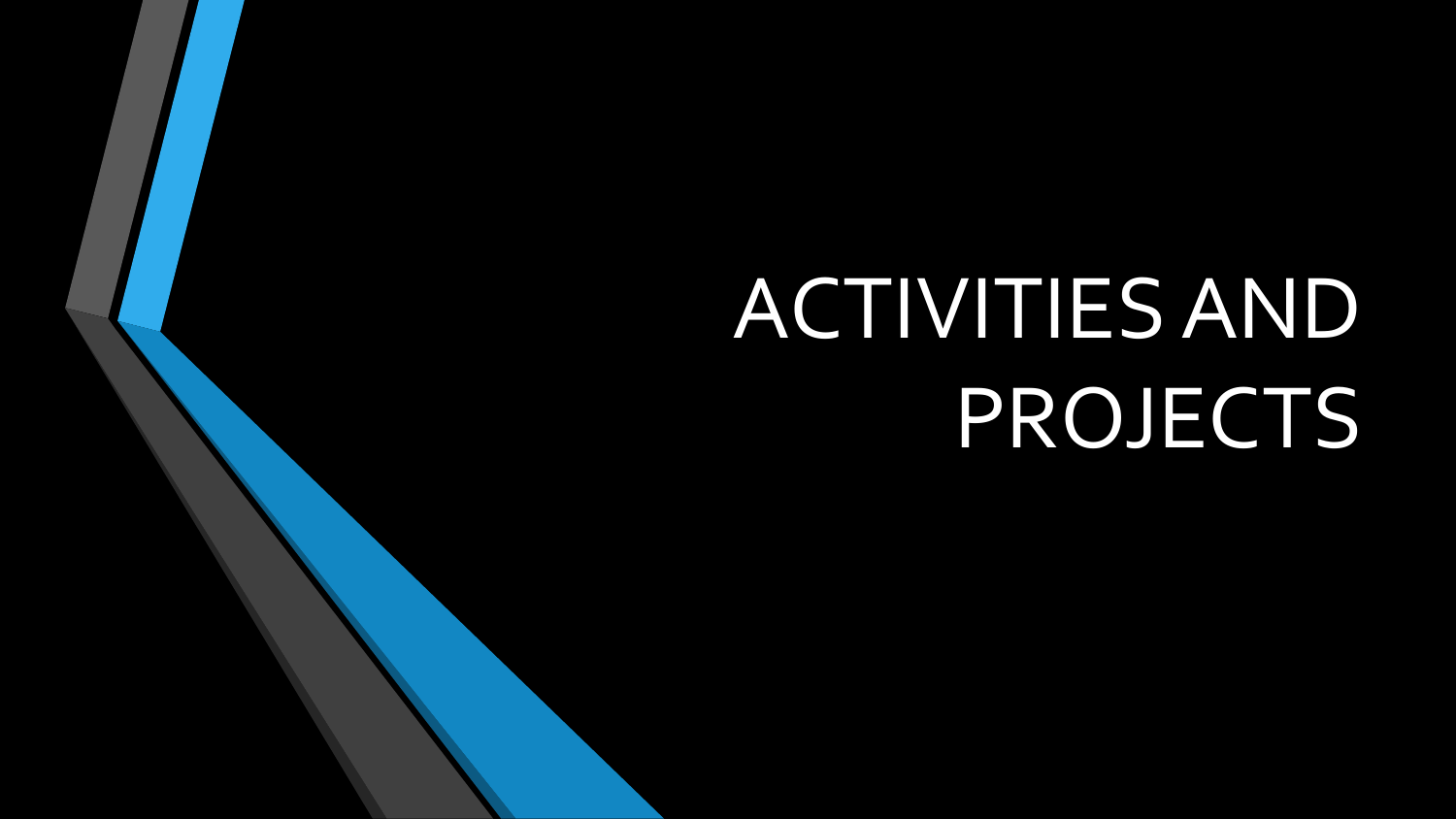# ACTIVITIES AND PROJECTS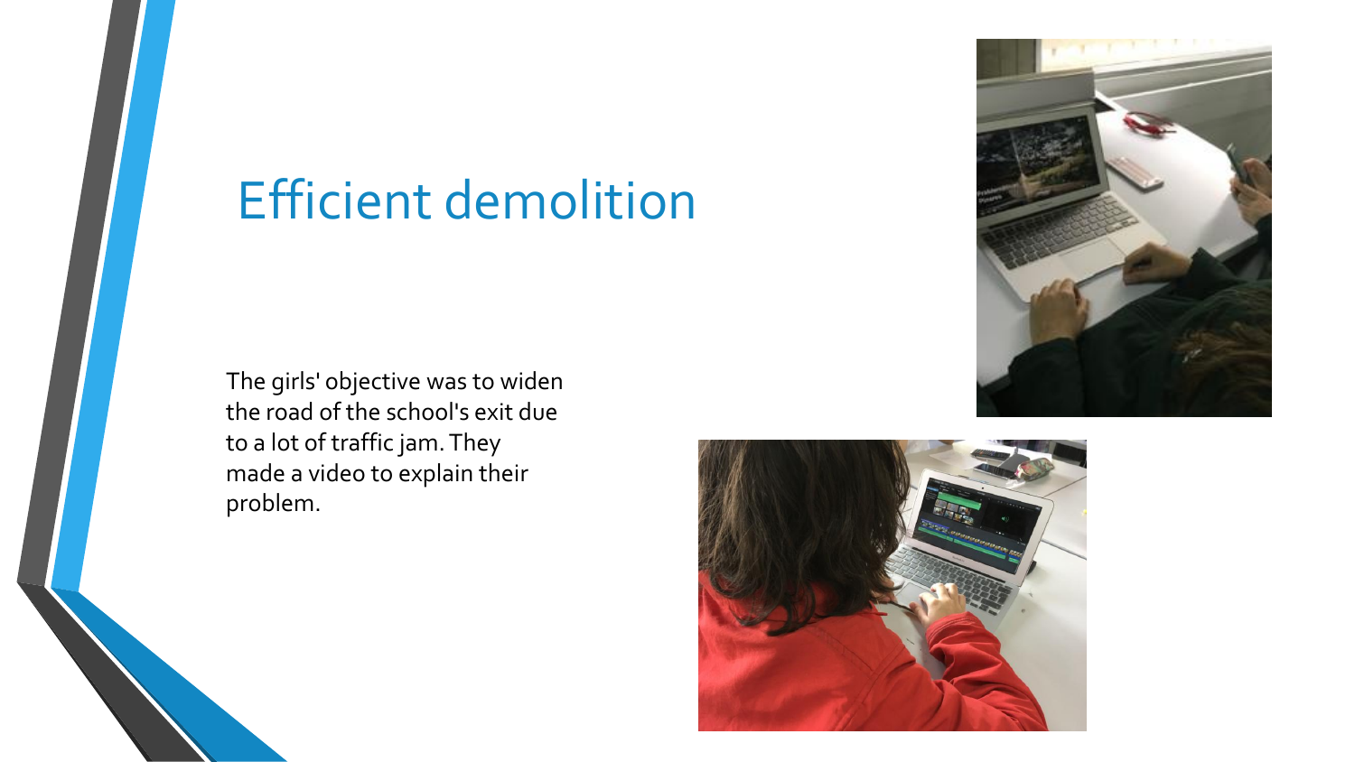# Efficient demolition

The girls' objective was to widen the road of the school's exit due to a lot of traffic jam. They made a video to explain their problem.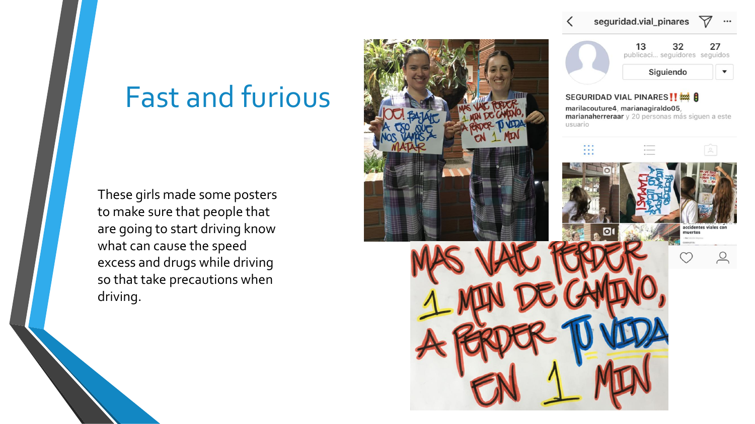# Fast and furious

These girls made some posters to make sure that people that are going to start driving know what can cause the speed excess and drugs while driving so that take precautions when driving.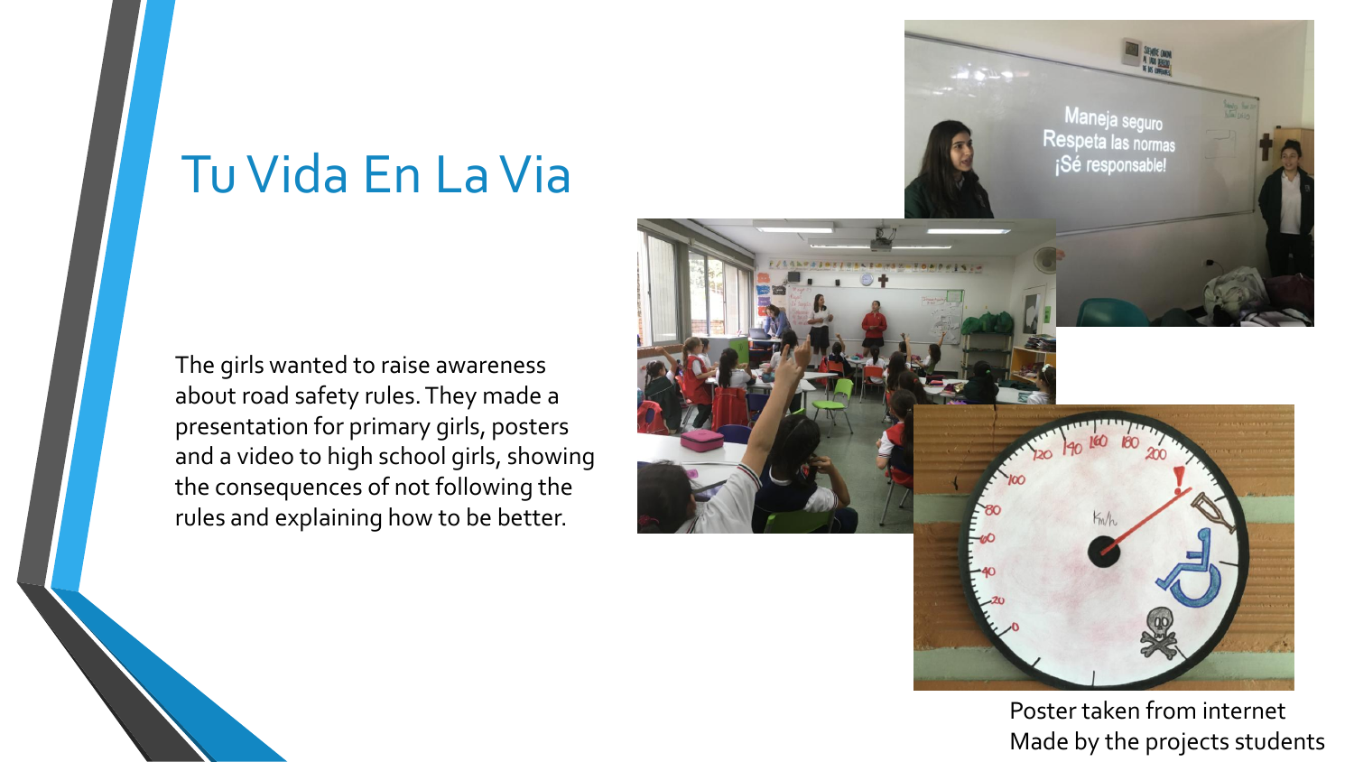# Tu Vida En La Via

The girls wanted to raise awareness about road safety rules. They made a presentation for primary girls, posters and a video to high school girls, showing the consequences of not following the rules and explaining how to be better.

Poster taken from internet
Made by the projects students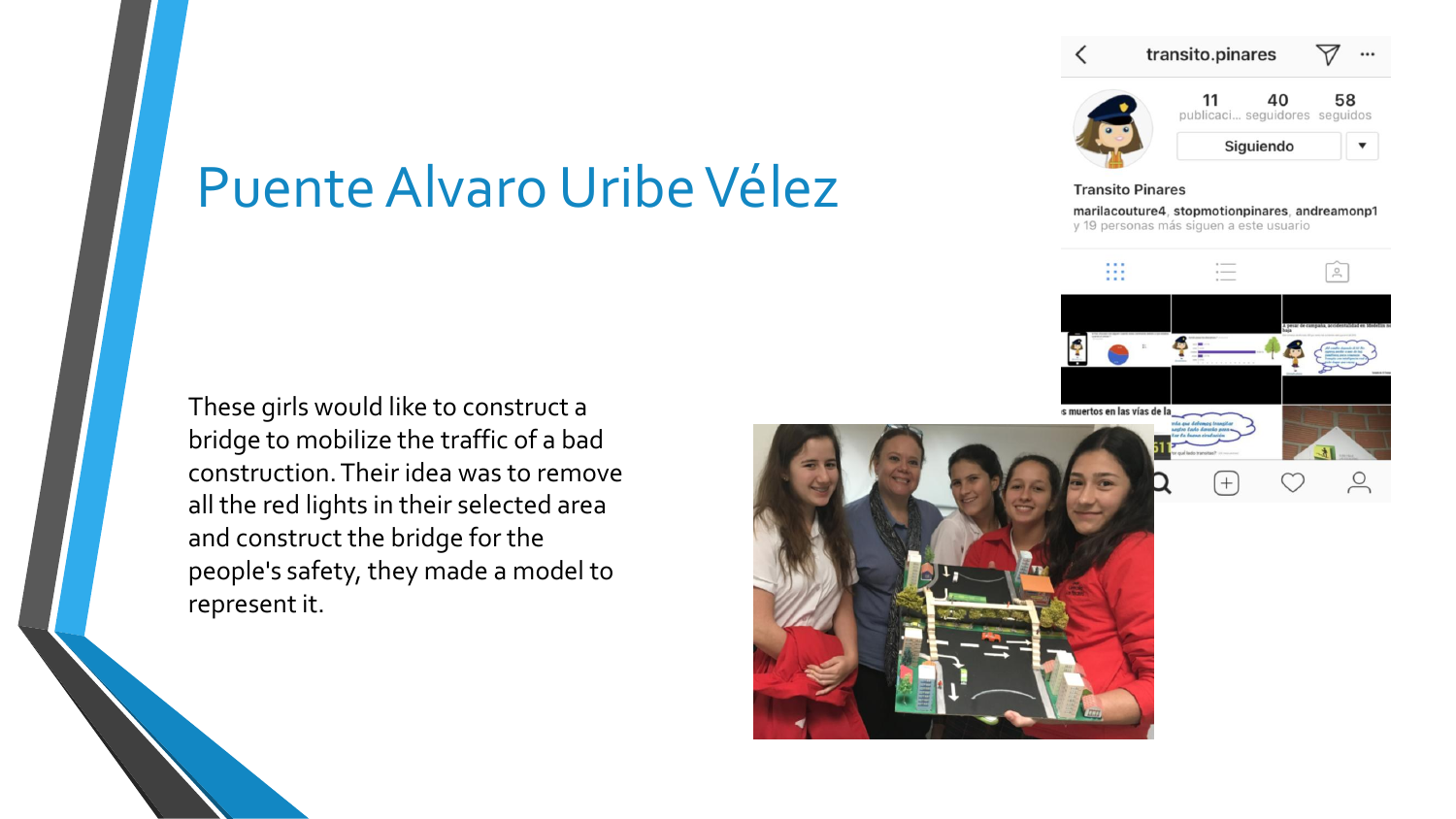# Puente Alvaro Uribe Vélez

These girls would like to construct a bridge to mobilize the traffic of a bad construction. Their idea was to remove all the red lights in their selected area and construct the bridge for the people's safety, they made a model to represent it.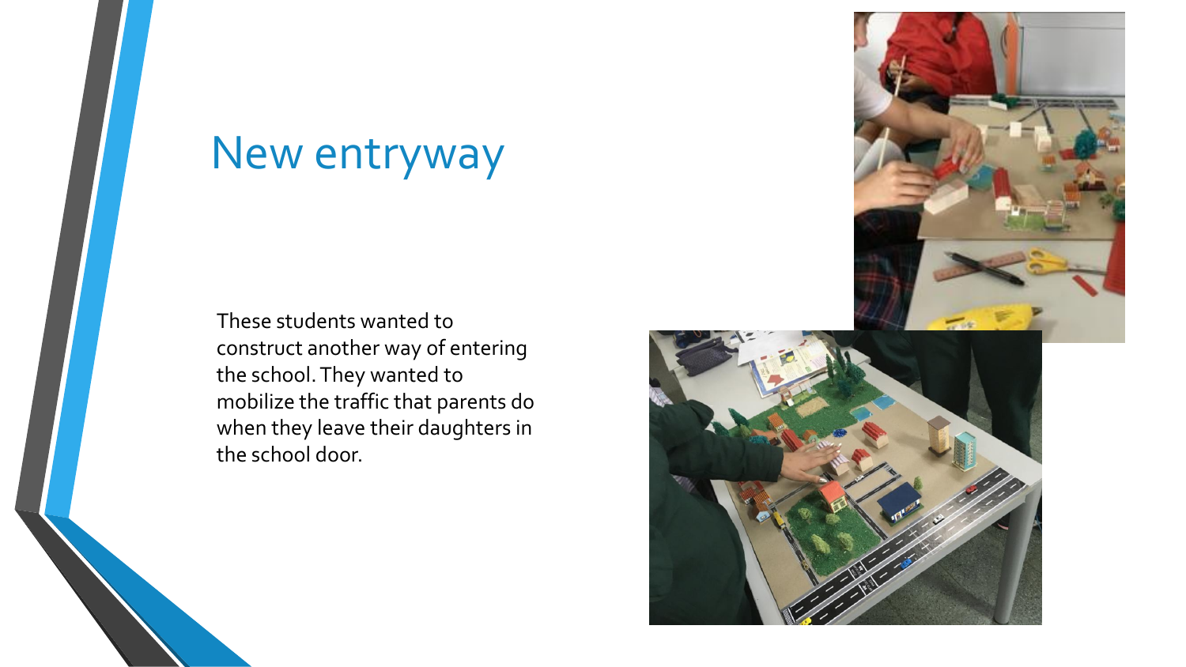# New entryway

These students wanted to construct another way of entering the school. They wanted to mobilize the traffic that parents do when they leave their daughters in the school door.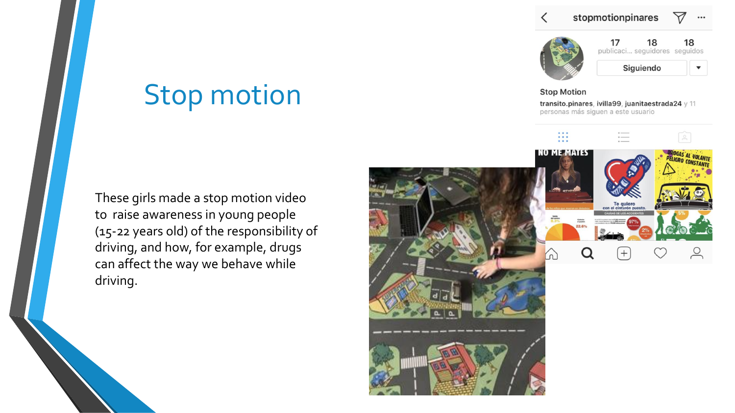# Stop motion

These girls made a stop motion video to raise awareness in young people (15-22 years old) of the responsibility of driving, and how, for example, drugs can affect the way we behave while driving.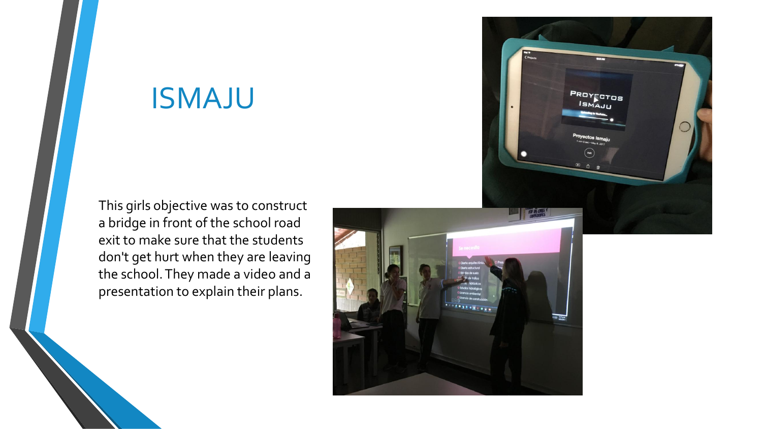# ISMAJU

This girls objective was to construct a bridge in front of the school road exit to make sure that the students don't get hurt when they are leaving the school. They made a video and a presentation to explain their plans.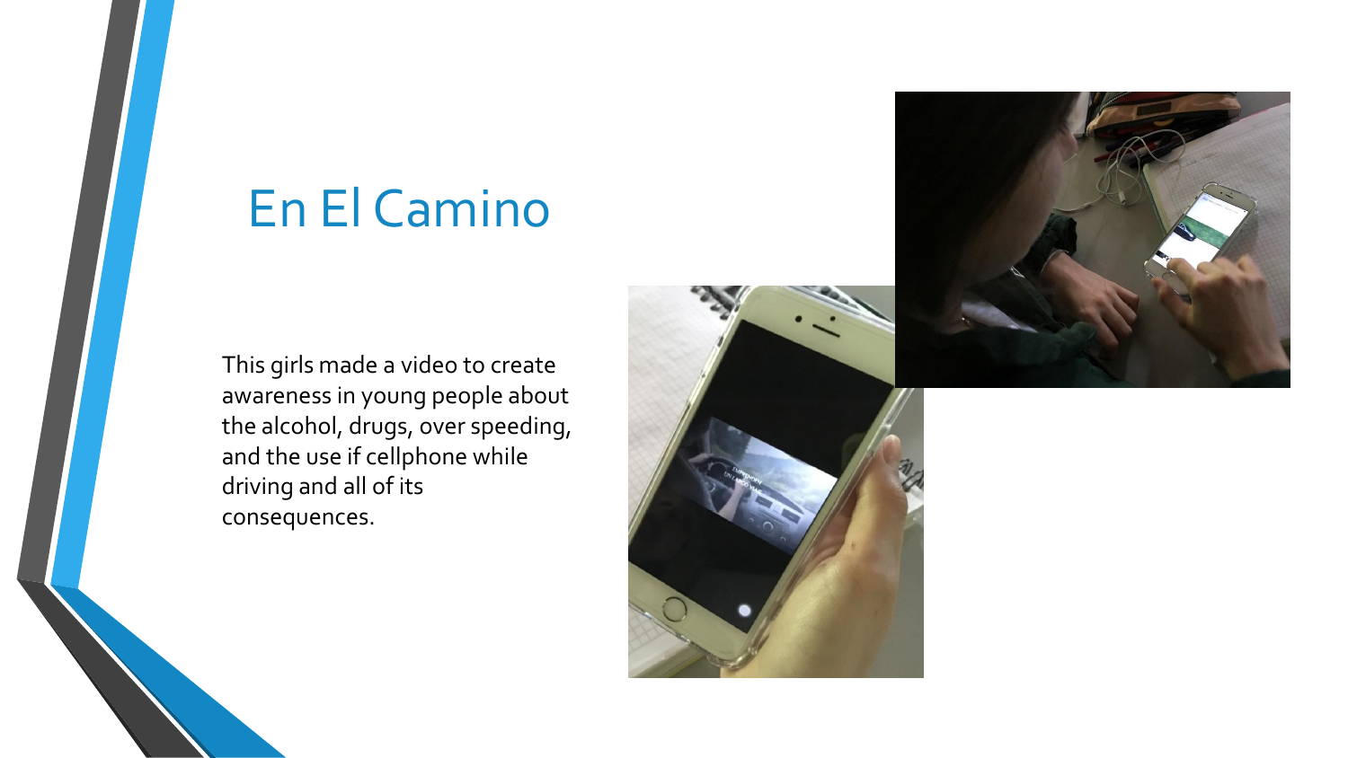# En El Camino

This girls made a video to create awareness in young people about the alcohol, drugs, over speeding, and the use if cellphone while driving and all of its consequences.